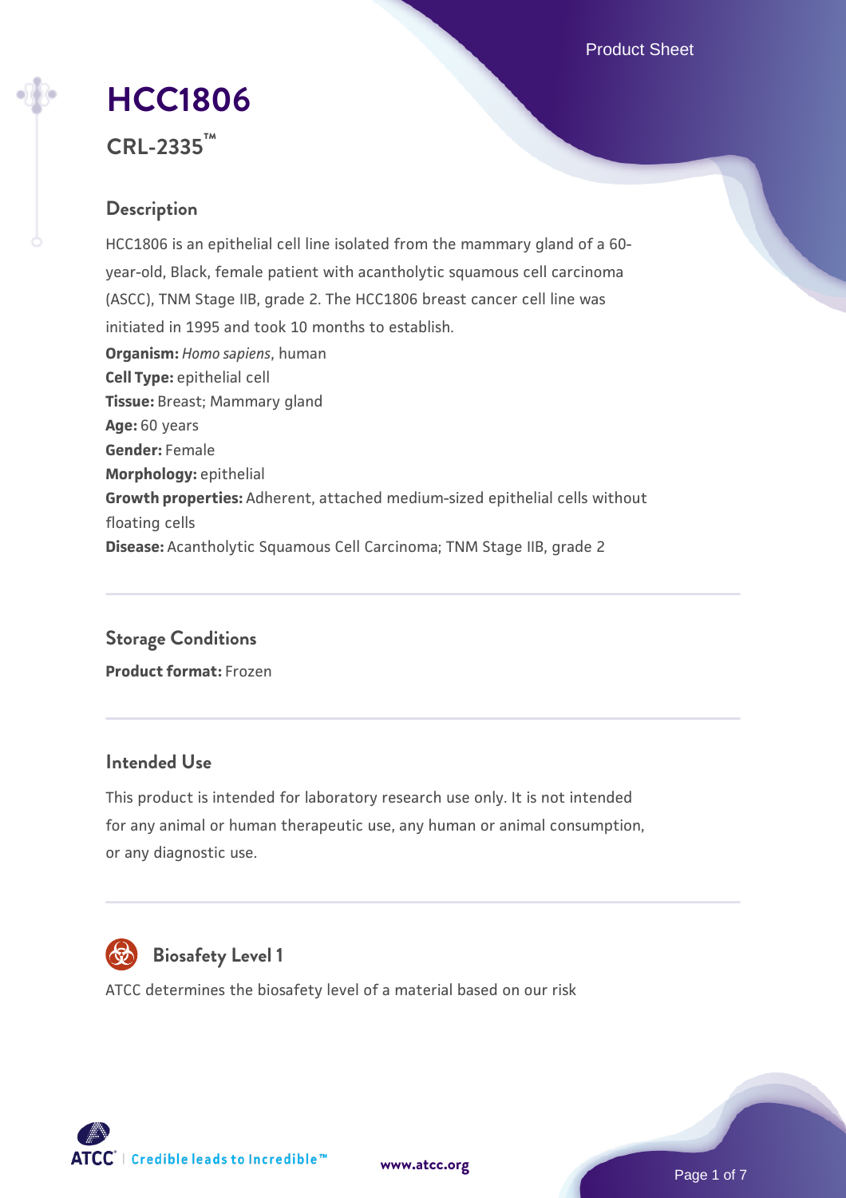# HCC1806

**CRL-2335™**

## Description

HCC1806 is an epithelial cell line isolated from the mammary gland of a 60-year-old, Black, female patient with acantholytic squamous cell carcinoma (ASCC), TNM Stage IIB, grade 2. The HCC1806 breast cancer cell line was initiated in 1995 and took 10 months to establish.

**Organism:** *Homo sapiens*, human
**Cell Type:** epithelial cell
**Tissue:** Breast; Mammary gland
**Age:** 60 years
**Gender:** Female
**Morphology:** epithelial
**Growth properties:** Adherent, attached medium-sized epithelial cells without floating cells
**Disease:** Acantholytic Squamous Cell Carcinoma; TNM Stage IIB, grade 2

## Storage Conditions

**Product format:** Frozen

## Intended Use

This product is intended for laboratory research use only. It is not intended for any animal or human therapeutic use, any human or animal consumption, or any diagnostic use.

## Biosafety Level 1

ATCC determines the biosafety level of a material based on our risk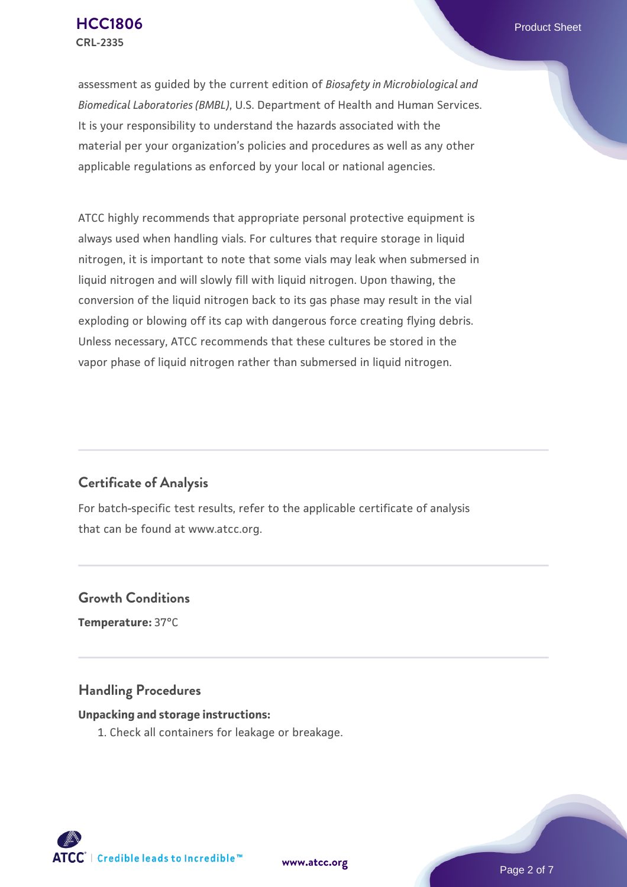assessment as guided by the current edition of *Biosafety in Microbiological and Biomedical Laboratories (BMBL)*, U.S. Department of Health and Human Services. It is your responsibility to understand the hazards associated with the material per your organization's policies and procedures as well as any other applicable regulations as enforced by your local or national agencies.

ATCC highly recommends that appropriate personal protective equipment is always used when handling vials. For cultures that require storage in liquid nitrogen, it is important to note that some vials may leak when submersed in liquid nitrogen and will slowly fill with liquid nitrogen. Upon thawing, the conversion of the liquid nitrogen back to its gas phase may result in the vial exploding or blowing off its cap with dangerous force creating flying debris. Unless necessary, ATCC recommends that these cultures be stored in the vapor phase of liquid nitrogen rather than submersed in liquid nitrogen.

## Certificate of Analysis

For batch-specific test results, refer to the applicable certificate of analysis that can be found at www.atcc.org.

## Growth Conditions

**Temperature:** 37°C

## Handling Procedures

**Unpacking and storage instructions:**

1. Check all containers for leakage or breakage.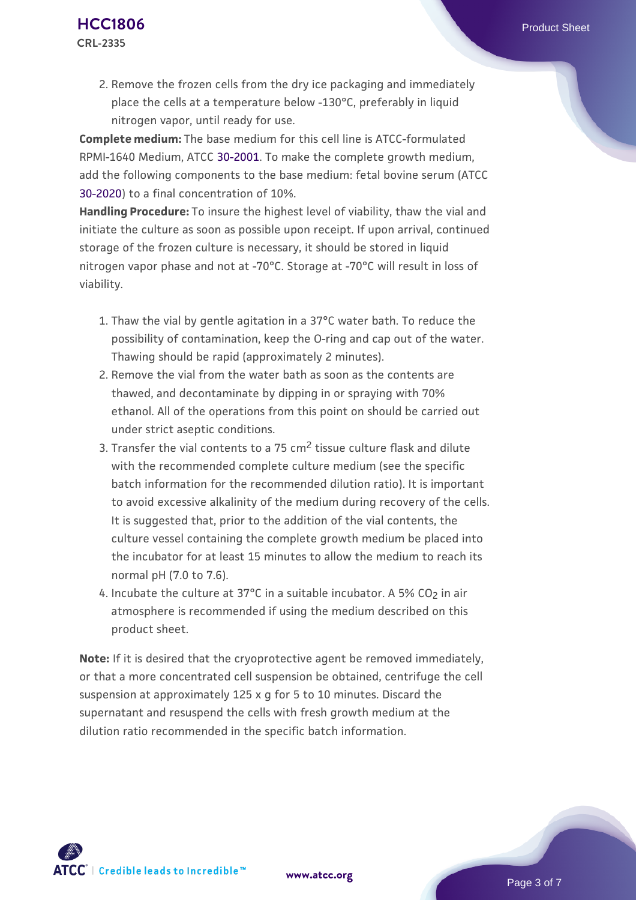2. Remove the frozen cells from the dry ice packaging and immediately place the cells at a temperature below -130°C, preferably in liquid nitrogen vapor, until ready for use.

**Complete medium:** The base medium for this cell line is ATCC-formulated RPMI-1640 Medium, ATCC 30-2001. To make the complete growth medium, add the following components to the base medium: fetal bovine serum (ATCC 30-2020) to a final concentration of 10%.

**Handling Procedure:** To insure the highest level of viability, thaw the vial and initiate the culture as soon as possible upon receipt. If upon arrival, continued storage of the frozen culture is necessary, it should be stored in liquid nitrogen vapor phase and not at -70°C. Storage at -70°C will result in loss of viability.

1. Thaw the vial by gentle agitation in a 37°C water bath. To reduce the possibility of contamination, keep the O-ring and cap out of the water. Thawing should be rapid (approximately 2 minutes).
2. Remove the vial from the water bath as soon as the contents are thawed, and decontaminate by dipping in or spraying with 70% ethanol. All of the operations from this point on should be carried out under strict aseptic conditions.
3. Transfer the vial contents to a 75 $cm^2$ tissue culture flask and dilute with the recommended complete culture medium (see the specific batch information for the recommended dilution ratio). It is important to avoid excessive alkalinity of the medium during recovery of the cells. It is suggested that, prior to the addition of the vial contents, the culture vessel containing the complete growth medium be placed into the incubator for at least 15 minutes to allow the medium to reach its normal pH (7.0 to 7.6).
4. Incubate the culture at 37°C in a suitable incubator. A 5% $CO_2$ in air atmosphere is recommended if using the medium described on this product sheet.

**Note:** If it is desired that the cryoprotective agent be removed immediately, or that a more concentrated cell suspension be obtained, centrifuge the cell suspension at approximately 125 x g for 5 to 10 minutes. Discard the supernatant and resuspend the cells with fresh growth medium at the dilution ratio recommended in the specific batch information.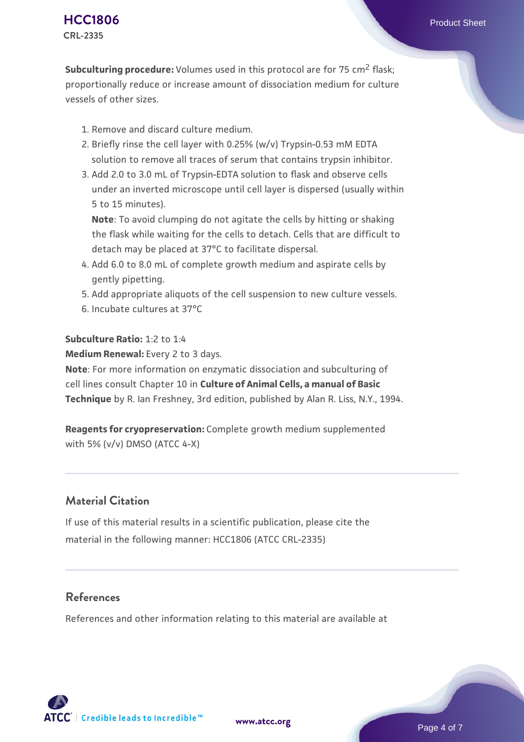**Subculturing procedure:** Volumes used in this protocol are for 75 $cm^2$ flask; proportionally reduce or increase amount of dissociation medium for culture vessels of other sizes.

1. Remove and discard culture medium.
2. Briefly rinse the cell layer with 0.25% (w/v) Trypsin-0.53 mM EDTA solution to remove all traces of serum that contains trypsin inhibitor.
3. Add 2.0 to 3.0 mL of Trypsin-EDTA solution to flask and observe cells under an inverted microscope until cell layer is dispersed (usually within 5 to 15 minutes).
   **Note**: To avoid clumping do not agitate the cells by hitting or shaking the flask while waiting for the cells to detach. Cells that are difficult to detach may be placed at 37°C to facilitate dispersal.
4. Add 6.0 to 8.0 mL of complete growth medium and aspirate cells by gently pipetting.
5. Add appropriate aliquots of the cell suspension to new culture vessels.
6. Incubate cultures at 37°C

**Subculture Ratio:** 1:2 to 1:4
**Medium Renewal:** Every 2 to 3 days.
**Note**: For more information on enzymatic dissociation and subculturing of cell lines consult Chapter 10 in **Culture of Animal Cells, a manual of Basic Technique** by R. Ian Freshney, 3rd edition, published by Alan R. Liss, N.Y., 1994.

**Reagents for cryopreservation:** Complete growth medium supplemented with 5% (v/v) DMSO (ATCC 4-X)

## Material Citation

If use of this material results in a scientific publication, please cite the material in the following manner: HCC1806 (ATCC CRL-2335)

## References

References and other information relating to this material are available at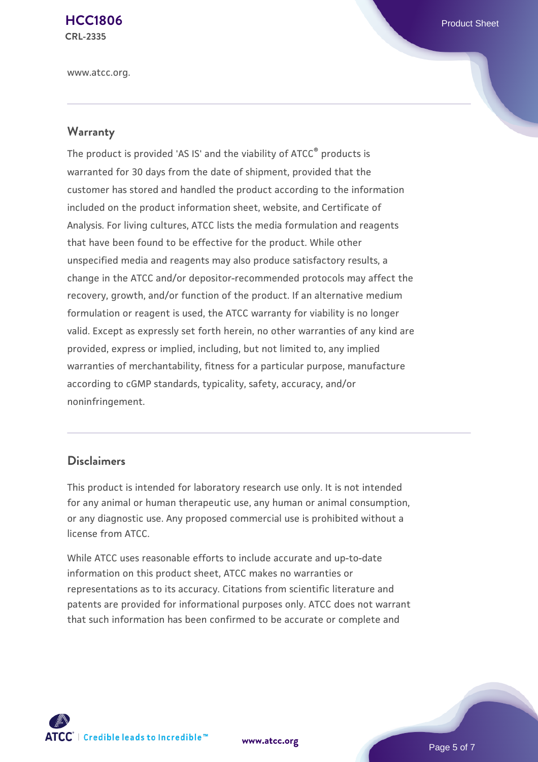www.atcc.org.

## Warranty

The product is provided 'AS IS' and the viability of ATCC® products is warranted for 30 days from the date of shipment, provided that the customer has stored and handled the product according to the information included on the product information sheet, website, and Certificate of Analysis. For living cultures, ATCC lists the media formulation and reagents that have been found to be effective for the product. While other unspecified media and reagents may also produce satisfactory results, a change in the ATCC and/or depositor-recommended protocols may affect the recovery, growth, and/or function of the product. If an alternative medium formulation or reagent is used, the ATCC warranty for viability is no longer valid. Except as expressly set forth herein, no other warranties of any kind are provided, express or implied, including, but not limited to, any implied warranties of merchantability, fitness for a particular purpose, manufacture according to cGMP standards, typicality, safety, accuracy, and/or noninfringement.

## Disclaimers

This product is intended for laboratory research use only. It is not intended for any animal or human therapeutic use, any human or animal consumption, or any diagnostic use. Any proposed commercial use is prohibited without a license from ATCC.

While ATCC uses reasonable efforts to include accurate and up-to-date information on this product sheet, ATCC makes no warranties or representations as to its accuracy. Citations from scientific literature and patents are provided for informational purposes only. ATCC does not warrant that such information has been confirmed to be accurate or complete and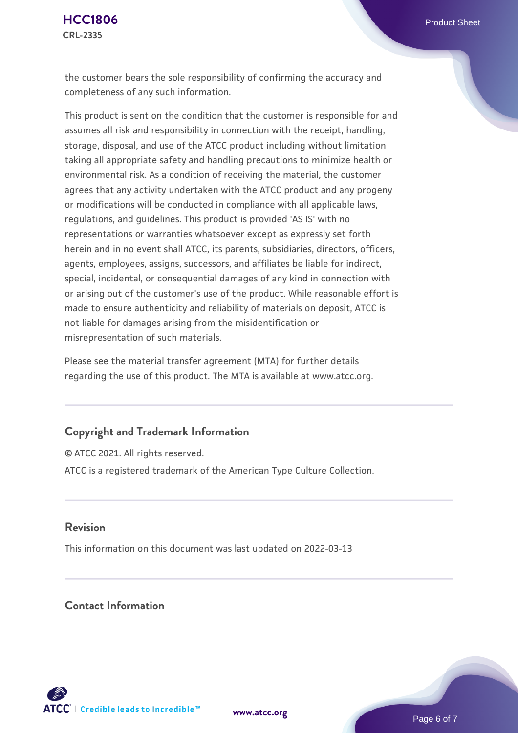the customer bears the sole responsibility of confirming the accuracy and completeness of any such information.

This product is sent on the condition that the customer is responsible for and assumes all risk and responsibility in connection with the receipt, handling, storage, disposal, and use of the ATCC product including without limitation taking all appropriate safety and handling precautions to minimize health or environmental risk. As a condition of receiving the material, the customer agrees that any activity undertaken with the ATCC product and any progeny or modifications will be conducted in compliance with all applicable laws, regulations, and guidelines. This product is provided 'AS IS' with no representations or warranties whatsoever except as expressly set forth herein and in no event shall ATCC, its parents, subsidiaries, directors, officers, agents, employees, assigns, successors, and affiliates be liable for indirect, special, incidental, or consequential damages of any kind in connection with or arising out of the customer's use of the product. While reasonable effort is made to ensure authenticity and reliability of materials on deposit, ATCC is not liable for damages arising from the misidentification or misrepresentation of such materials.

Please see the material transfer agreement (MTA) for further details regarding the use of this product. The MTA is available at www.atcc.org.

## Copyright and Trademark Information

© ATCC 2021. All rights reserved.

ATCC is a registered trademark of the American Type Culture Collection.

## Revision

This information on this document was last updated on 2022-03-13

## Contact Information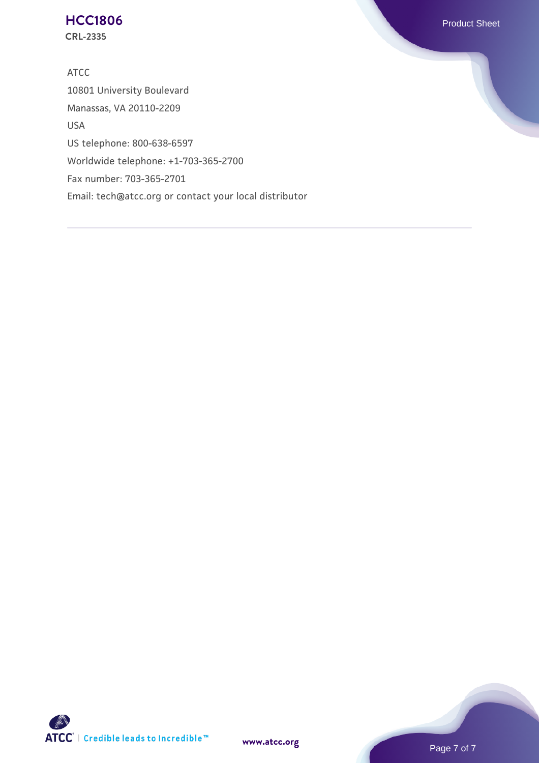ATCC

10801 University Boulevard

Manassas, VA 20110-2209

USA

US telephone: 800-638-6597

Worldwide telephone: +1-703-365-2700

Fax number: 703-365-2701

Email: tech@atcc.org or contact your local distributor